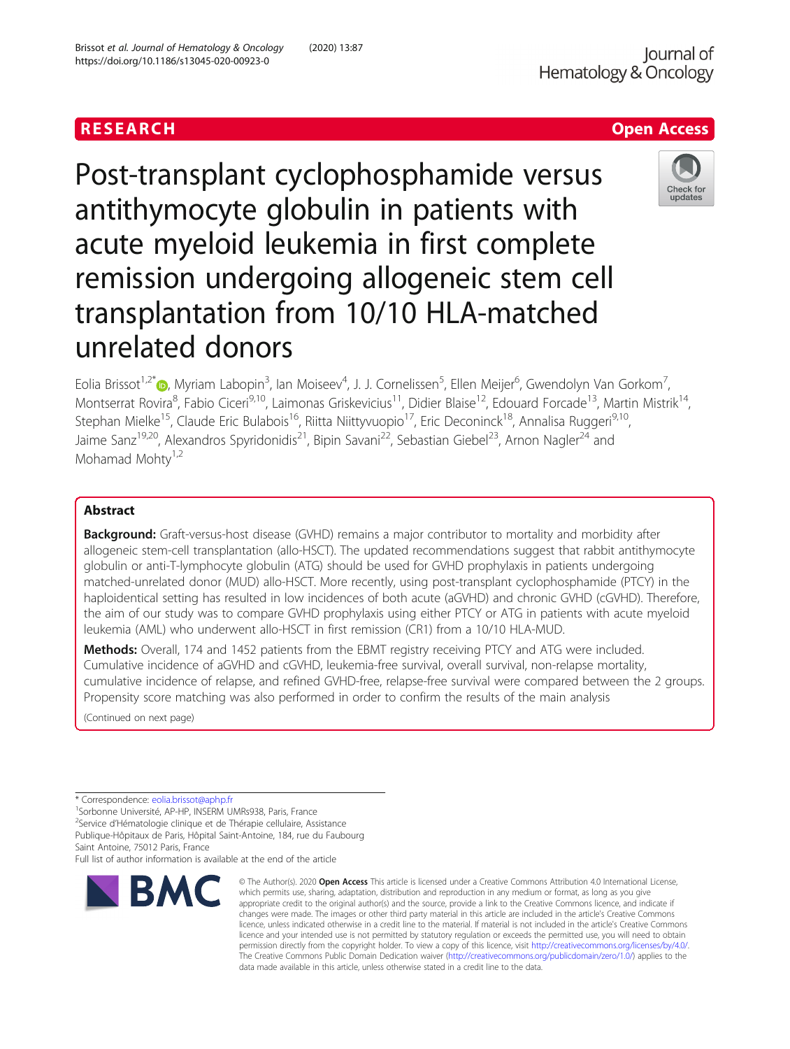RESEARCH

Open Access

# Post-transplant cyclophosphamide versus antithymocyte globulin in patients with acute myeloid leukemia in first complete remission undergoing allogeneic stem cell transplantation from 10/10 HLA-matched unrelated donors

Eolia Brissot[1,2*], Myriam Labopin[3], Ian Moiseev[4], J. J. Cornelissen[5], Ellen Meijer[6], Gwendolyn Van Gorkom[7], Montserrat Rovira[8], Fabio Ciceri[9,10], Laimonas Griskevicius[11], Didier Blaise[12], Edouard Forcade[13], Martin Mistrik[14], Stephan Mielke[15], Claude Eric Bulabois[16], Riitta Niittyvuopio[17], Eric Deconinck[18], Annalisa Ruggeri[9,10], Jaime Sanz[19,20], Alexandros Spyridonidis[21], Bipin Savani[22], Sebastian Giebel[23], Arnon Nagler[24] and Mohamad Mohty[1,2]

## Abstract

**Background:** Graft-versus-host disease (GVHD) remains a major contributor to mortality and morbidity after allogeneic stem-cell transplantation (allo-HSCT). The updated recommendations suggest that rabbit antithymocyte globulin or anti-T-lymphocyte globulin (ATG) should be used for GVHD prophylaxis in patients undergoing matched-unrelated donor (MUD) allo-HSCT. More recently, using post-transplant cyclophosphamide (PTCY) in the haploidentical setting has resulted in low incidences of both acute (aGVHD) and chronic GVHD (cGVHD). Therefore, the aim of our study was to compare GVHD prophylaxis using either PTCY or ATG in patients with acute myeloid leukemia (AML) who underwent allo-HSCT in first remission (CR1) from a 10/10 HLA-MUD.

**Methods:** Overall, 174 and 1452 patients from the EBMT registry receiving PTCY and ATG were included. Cumulative incidence of aGVHD and cGVHD, leukemia-free survival, overall survival, non-relapse mortality, cumulative incidence of relapse, and refined GVHD-free, relapse-free survival were compared between the 2 groups. Propensity score matching was also performed in order to confirm the results of the main analysis

(Continued on next page)

\* Correspondence: eolia.brissot@aphp.fr
[1]Sorbonne Université, AP-HP, INSERM UMRs938, Paris, France
[2]Service d'Hématologie clinique et de Thérapie cellulaire, Assistance Publique-Hôpitaux de Paris, Hôpital Saint-Antoine, 184, rue du Faubourg Saint Antoine, 75012 Paris, France
Full list of author information is available at the end of the article

© The Author(s). 2020 **Open Access** This article is licensed under a Creative Commons Attribution 4.0 International License, which permits use, sharing, adaptation, distribution and reproduction in any medium or format, as long as you give appropriate credit to the original author(s) and the source, provide a link to the Creative Commons licence, and indicate if changes were made. The images or other third party material in this article are included in the article's Creative Commons licence, unless indicated otherwise in a credit line to the material. If material is not included in the article's Creative Commons licence and your intended use is not permitted by statutory regulation or exceeds the permitted use, you will need to obtain permission directly from the copyright holder. To view a copy of this licence, visit http://creativecommons.org/licenses/by/4.0/. The Creative Commons Public Domain Dedication waiver (http://creativecommons.org/publicdomain/zero/1.0/) applies to the data made available in this article, unless otherwise stated in a credit line to the data.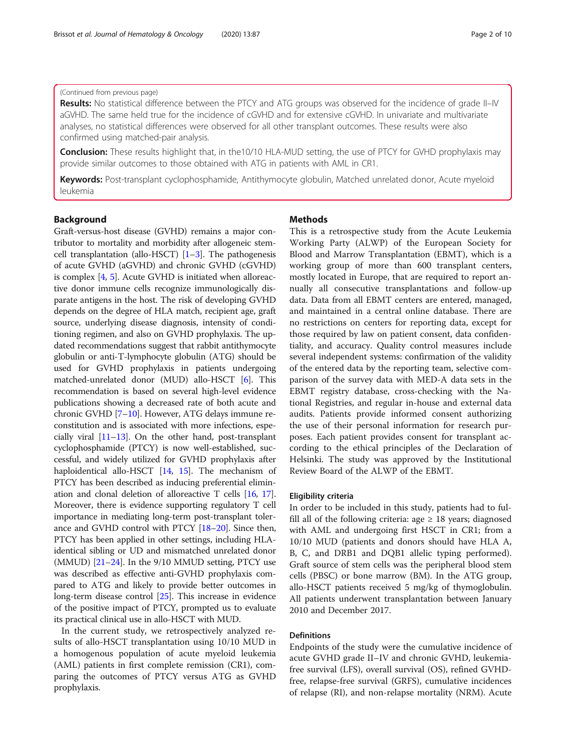(Continued from previous page)

**Results:** No statistical difference between the PTCY and ATG groups was observed for the incidence of grade II–IV aGVHD. The same held true for the incidence of cGVHD and for extensive cGVHD. In univariate and multivariate analyses, no statistical differences were observed for all other transplant outcomes. These results were also confirmed using matched-pair analysis.

**Conclusion:** These results highlight that, in the10/10 HLA-MUD setting, the use of PTCY for GVHD prophylaxis may provide similar outcomes to those obtained with ATG in patients with AML in CR1.

**Keywords:** Post-transplant cyclophosphamide, Antithymocyte globulin, Matched unrelated donor, Acute myeloid leukemia

## Background

Graft-versus-host disease (GVHD) remains a major contributor to mortality and morbidity after allogeneic stem-cell transplantation (allo-HSCT) [1–3]. The pathogenesis of acute GVHD (aGVHD) and chronic GVHD (cGVHD) is complex [4, 5]. Acute GVHD is initiated when alloreactive donor immune cells recognize immunologically disparate antigens in the host. The risk of developing GVHD depends on the degree of HLA match, recipient age, graft source, underlying disease diagnosis, intensity of conditioning regimen, and also on GVHD prophylaxis. The updated recommendations suggest that rabbit antithymocyte globulin or anti-T-lymphocyte globulin (ATG) should be used for GVHD prophylaxis in patients undergoing matched-unrelated donor (MUD) allo-HSCT [6]. This recommendation is based on several high-level evidence publications showing a decreased rate of both acute and chronic GVHD [7–10]. However, ATG delays immune reconstitution and is associated with more infections, especially viral [11–13]. On the other hand, post-transplant cyclophosphamide (PTCY) is now well-established, successful, and widely utilized for GVHD prophylaxis after haploidentical allo-HSCT [14, 15]. The mechanism of PTCY has been described as inducing preferential elimination and clonal deletion of alloreactive T cells [16, 17]. Moreover, there is evidence supporting regulatory T cell importance in mediating long-term post-transplant tolerance and GVHD control with PTCY [18–20]. Since then, PTCY has been applied in other settings, including HLA-identical sibling or UD and mismatched unrelated donor (MMUD) [21–24]. In the 9/10 MMUD setting, PTCY use was described as effective anti-GVHD prophylaxis compared to ATG and likely to provide better outcomes in long-term disease control [25]. This increase in evidence of the positive impact of PTCY, prompted us to evaluate its practical clinical use in allo-HSCT with MUD.

In the current study, we retrospectively analyzed results of allo-HSCT transplantation using 10/10 MUD in a homogenous population of acute myeloid leukemia (AML) patients in first complete remission (CR1), comparing the outcomes of PTCY versus ATG as GVHD prophylaxis.

## Methods

This is a retrospective study from the Acute Leukemia Working Party (ALWP) of the European Society for Blood and Marrow Transplantation (EBMT), which is a working group of more than 600 transplant centers, mostly located in Europe, that are required to report annually all consecutive transplantations and follow-up data. Data from all EBMT centers are entered, managed, and maintained in a central online database. There are no restrictions on centers for reporting data, except for those required by law on patient consent, data confidentiality, and accuracy. Quality control measures include several independent systems: confirmation of the validity of the entered data by the reporting team, selective comparison of the survey data with MED-A data sets in the EBMT registry database, cross-checking with the National Registries, and regular in-house and external data audits. Patients provide informed consent authorizing the use of their personal information for research purposes. Each patient provides consent for transplant according to the ethical principles of the Declaration of Helsinki. The study was approved by the Institutional Review Board of the ALWP of the EBMT.

### Eligibility criteria

In order to be included in this study, patients had to fulfill all of the following criteria: age ≥ 18 years; diagnosed with AML and undergoing first HSCT in CR1; from a 10/10 MUD (patients and donors should have HLA A, B, C, and DRB1 and DQB1 allelic typing performed). Graft source of stem cells was the peripheral blood stem cells (PBSC) or bone marrow (BM). In the ATG group, allo-HSCT patients received 5 mg/kg of thymoglobulin. All patients underwent transplantation between January 2010 and December 2017.

### Definitions

Endpoints of the study were the cumulative incidence of acute GVHD grade II–IV and chronic GVHD, leukemia-free survival (LFS), overall survival (OS), refined GVHD-free, relapse-free survival (GRFS), cumulative incidences of relapse (RI), and non-relapse mortality (NRM). Acute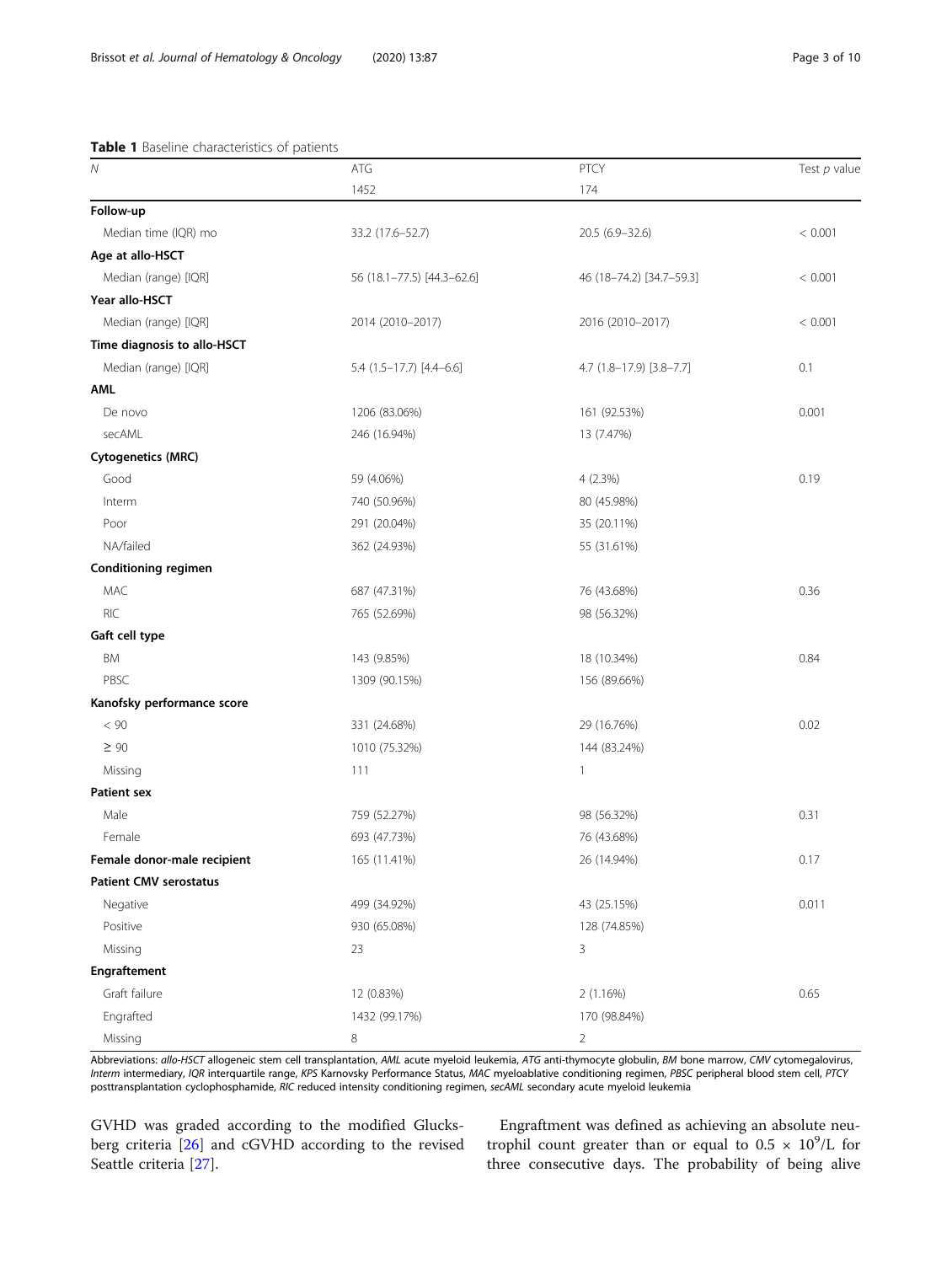**Table 1** Baseline characteristics of patients

| N | ATG | PTCY | Test *p* value |
|---|---|---|---|
| | 1452 | 174 | |
| **Follow-up** | | | |
| Median time (IQR) mo | 33.2 (17.6–52.7) | 20.5 (6.9–32.6) | < 0.001 |
| **Age at allo-HSCT** | | | |
| Median (range) [IQR] | 56 (18.1–77.5) [44.3–62.6] | 46 (18–74.2) [34.7–59.3] | < 0.001 |
| **Year allo-HSCT** | | | |
| Median (range) [IQR] | 2014 (2010–2017) | 2016 (2010–2017) | < 0.001 |
| **Time diagnosis to allo-HSCT** | | | |
| Median (range) [IQR] | 5.4 (1.5–17.7) [4.4–6.6] | 4.7 (1.8–17.9) [3.8–7.7] | 0.1 |
| **AML** | | | |
| De novo | 1206 (83.06%) | 161 (92.53%) | 0.001 |
| secAML | 246 (16.94%) | 13 (7.47%) | |
| **Cytogenetics (MRC)** | | | |
| Good | 59 (4.06%) | 4 (2.3%) | 0.19 |
| Interm | 740 (50.96%) | 80 (45.98%) | |
| Poor | 291 (20.04%) | 35 (20.11%) | |
| NA/failed | 362 (24.93%) | 55 (31.61%) | |
| **Conditioning regimen** | | | |
| MAC | 687 (47.31%) | 76 (43.68%) | 0.36 |
| RIC | 765 (52.69%) | 98 (56.32%) | |
| **Gaft cell type** | | | |
| BM | 143 (9.85%) | 18 (10.34%) | 0.84 |
| PBSC | 1309 (90.15%) | 156 (89.66%) | |
| **Kanofsky performance score** | | | |
| < 90 | 331 (24.68%) | 29 (16.76%) | 0.02 |
| ≥ 90 | 1010 (75.32%) | 144 (83.24%) | |
| Missing | 111 | 1 | |
| **Patient sex** | | | |
| Male | 759 (52.27%) | 98 (56.32%) | 0.31 |
| Female | 693 (47.73%) | 76 (43.68%) | |
| **Female donor-male recipient** | 165 (11.41%) | 26 (14.94%) | 0.17 |
| **Patient CMV serostatus** | | | |
| Negative | 499 (34.92%) | 43 (25.15%) | 0.011 |
| Positive | 930 (65.08%) | 128 (74.85%) | |
| Missing | 23 | 3 | |
| **Engraftement** | | | |
| Graft failure | 12 (0.83%) | 2 (1.16%) | 0.65 |
| Engrafted | 1432 (99.17%) | 170 (98.84%) | |
| Missing | 8 | 2 | |

Abbreviations: *allo-HSCT* allogeneic stem cell transplantation, *AML* acute myeloid leukemia, *ATG* anti-thymocyte globulin, *BM* bone marrow, *CMV* cytomegalovirus, *Interm* intermediary, *IQR* interquartile range, *KPS* Karnovsky Performance Status, *MAC* myeloablative conditioning regimen, *PBSC* peripheral blood stem cell, *PTCY* posttransplantation cyclophosphamide, *RIC* reduced intensity conditioning regimen, *secAML* secondary acute myeloid leukemia

GVHD was graded according to the modified Glucksberg criteria [26] and cGVHD according to the revised Seattle criteria [27].

Engraftment was defined as achieving an absolute neutrophil count greater than or equal to $0.5 \times 10^9$/L for three consecutive days. The probability of being alive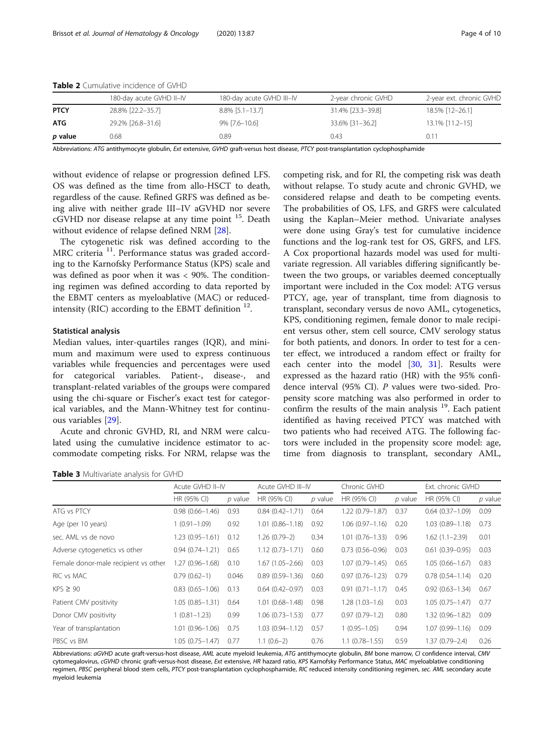**Table 2** Cumulative incidence of GVHD

| | 180-day acute GVHD II–IV | 180-day acute GVHD III–IV | 2-year chronic GVHD | 2-year ext. chronic GVHD |
|---|---|---|---|---|
| **PTCY** | 28.8% [22.2–35.7] | 8.8% [5.1–13.7] | 31.4% [23.3–39.8] | 18.5% [12–26.1] |
| **ATG** | 29.2% [26.8–31.6] | 9% [7.6–10.6] | 33.6% [31–36.2] | 13.1% [11.2–15] |
| ***p* value** | 0.68 | 0.89 | 0.43 | 0.11 |

Abbreviations: *ATG* antithymocyte globulin, *Ext* extensive, *GVHD* graft-versus host disease, *PTCY* post-transplantation cyclophosphamide

without evidence of relapse or progression defined LFS. OS was defined as the time from allo-HSCT to death, regardless of the cause. Refined GRFS was defined as being alive with neither grade III–IV aGVHD nor severe cGVHD nor disease relapse at any time point [15]. Death without evidence of relapse defined NRM [28].

The cytogenetic risk was defined according to the MRC criteria [11]. Performance status was graded according to the Karnofsky Performance Status (KPS) scale and was defined as poor when it was < 90%. The conditioning regimen was defined according to data reported by the EBMT centers as myeloablative (MAC) or reduced-intensity (RIC) according to the EBMT definition [12].

### Statistical analysis

Median values, inter-quartiles ranges (IQR), and minimum and maximum were used to express continuous variables while frequencies and percentages were used for categorical variables. Patient-, disease-, and transplant-related variables of the groups were compared using the chi-square or Fischer's exact test for categorical variables, and the Mann-Whitney test for continuous variables [29].

Acute and chronic GVHD, RI, and NRM were calculated using the cumulative incidence estimator to accommodate competing risks. For NRM, relapse was the competing risk, and for RI, the competing risk was death without relapse. To study acute and chronic GVHD, we considered relapse and death to be competing events. The probabilities of OS, LFS, and GRFS were calculated using the Kaplan–Meier method. Univariate analyses were done using Gray's test for cumulative incidence functions and the log-rank test for OS, GRFS, and LFS. A Cox proportional hazards model was used for multivariate regression. All variables differing significantly between the two groups, or variables deemed conceptually important were included in the Cox model: ATG versus PTCY, age, year of transplant, time from diagnosis to transplant, secondary versus de novo AML, cytogenetics, KPS, conditioning regimen, female donor to male recipient versus other, stem cell source, CMV serology status for both patients, and donors. In order to test for a center effect, we introduced a random effect or frailty for each center into the model [30, 31]. Results were expressed as the hazard ratio (HR) with the 95% confidence interval (95% CI). *P* values were two-sided. Propensity score matching was also performed in order to confirm the results of the main analysis [19]. Each patient identified as having received PTCY was matched with two patients who had received ATG. The following factors were included in the propensity score model: age, time from diagnosis to transplant, secondary AML,

**Table 3** Multivariate analysis for GVHD

| | Acute GVHD II–IV | | Acute GVHD III–IV | | Chronic GVHD | | Ext. chronic GVHD | |
|---|---|---|---|---|---|---|---|---|
| | HR (95% CI) | *p* value | HR (95% CI) | *p* value | HR (95% CI) | *p* value | HR (95% CI) | *p* value |
| ATG vs PTCY | 0.98 (0.66–1.46) | 0.93 | 0.84 (0.42–1.71) | 0.64 | 1.22 (0.79–1.87) | 0.37 | 0.64 (0.37–1.09) | 0.09 |
| Age (per 10 years) | 1 (0.91–1.09) | 0.92 | 1.01 (0.86–1.18) | 0.92 | 1.06 (0.97–1.16) | 0.20 | 1.03 (0.89–1.18) | 0.73 |
| sec. AML vs de novo | 1.23 (0.95–1.61) | 0.12 | 1.26 (0.79–2) | 0.34 | 1.01 (0.76–1.33) | 0.96 | 1.62 (1.1–2.39) | 0.01 |
| Adverse cytogenetics vs other | 0.94 (0.74–1.21) | 0.65 | 1.12 (0.73–1.71) | 0.60 | 0.73 (0.56–0.96) | 0.03 | 0.61 (0.39–0.95) | 0.03 |
| Female donor-male recipient vs other | 1.27 (0.96–1.68) | 0.10 | 1.67 (1.05–2.66) | 0.03 | 1.07 (0.79–1.45) | 0.65 | 1.05 (0.66–1.67) | 0.83 |
| RIC vs MAC | 0.79 (0.62–1) | 0.046 | 0.89 (0.59–1.36) | 0.60 | 0.97 (0.76–1.23) | 0.79 | 0.78 (0.54–1.14) | 0.20 |
| KPS ≥ 90 | 0.83 (0.65–1.06) | 0.13 | 0.64 (0.42–0.97) | 0.03 | 0.91 (0.71–1.17) | 0.45 | 0.92 (0.63–1.34) | 0.67 |
| Patient CMV positivity | 1.05 (0.85–1.31) | 0.64 | 1.01 (0.68–1.48) | 0.98 | 1.28 (1.03–1.6) | 0.03 | 1.05 (0.75–1.47) | 0.77 |
| Donor CMV positivity | 1 (0.81–1.23) | 0.99 | 1.06 (0.73–1.53) | 0.77 | 0.97 (0.79–1.2) | 0.80 | 1.32 (0.96–1.82) | 0.09 |
| Year of transplantation | 1.01 (0.96–1.06) | 0.75 | 1.03 (0.94–1.12) | 0.57 | 1 (0.95–1.05) | 0.94 | 1.07 (0.99–1.16) | 0.09 |
| PBSC vs BM | 1.05 (0.75–1.47) | 0.77 | 1.1 (0.6–2) | 0.76 | 1.1 (0.78–1.55) | 0.59 | 1.37 (0.79–2.4) | 0.26 |

Abbreviations: *aGVHD* acute graft-versus-host disease, *AML* acute myeloid leukemia, *ATG* antithymocyte globulin, *BM* bone marrow, *CI* confidence interval, *CMV* cytomegalovirus, *cGVHD* chronic graft-versus-host disease, *Ext* extensive, *HR* hazard ratio, *KPS* Karnofsky Performance Status, *MAC* myeloablative conditioning regimen, *PBSC* peripheral blood stem cells, *PTCY* post-transplantation cyclophosphamide, *RIC* reduced intensity conditioning regimen, *sec. AML* secondary acute myeloid leukemia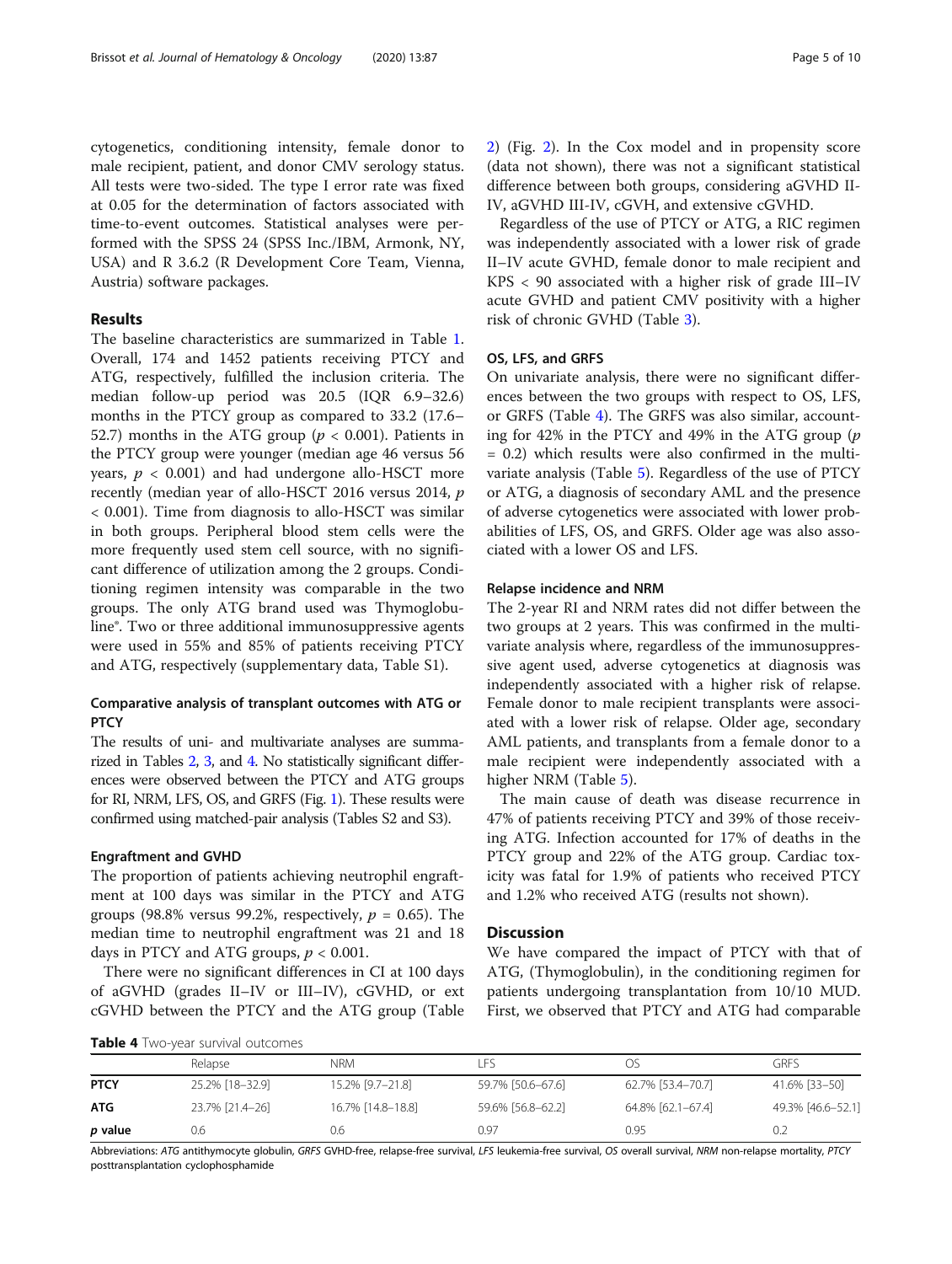cytogenetics, conditioning intensity, female donor to male recipient, patient, and donor CMV serology status. All tests were two-sided. The type I error rate was fixed at 0.05 for the determination of factors associated with time-to-event outcomes. Statistical analyses were performed with the SPSS 24 (SPSS Inc./IBM, Armonk, NY, USA) and R 3.6.2 (R Development Core Team, Vienna, Austria) software packages.

## Results

The baseline characteristics are summarized in Table 1. Overall, 174 and 1452 patients receiving PTCY and ATG, respectively, fulfilled the inclusion criteria. The median follow-up period was 20.5 (IQR 6.9–32.6) months in the PTCY group as compared to 33.2 (17.6–52.7) months in the ATG group ($p < 0.001$). Patients in the PTCY group were younger (median age 46 versus 56 years, $p < 0.001$) and had undergone allo-HSCT more recently (median year of allo-HSCT 2016 versus 2014, $p < 0.001$). Time from diagnosis to allo-HSCT was similar in both groups. Peripheral blood stem cells were the more frequently used stem cell source, with no significant difference of utilization among the 2 groups. Conditioning regimen intensity was comparable in the two groups. The only ATG brand used was Thymoglobuline®. Two or three additional immunosuppressive agents were used in 55% and 85% of patients receiving PTCY and ATG, respectively (supplementary data, Table S1).

### Comparative analysis of transplant outcomes with ATG or PTCY

The results of uni- and multivariate analyses are summarized in Tables 2, 3, and 4. No statistically significant differences were observed between the PTCY and ATG groups for RI, NRM, LFS, OS, and GRFS (Fig. 1). These results were confirmed using matched-pair analysis (Tables S2 and S3).

### Engraftment and GVHD

The proportion of patients achieving neutrophil engraftment at 100 days was similar in the PTCY and ATG groups (98.8% versus 99.2%, respectively, $p = 0.65$). The median time to neutrophil engraftment was 21 and 18 days in PTCY and ATG groups, $p < 0.001$.

There were no significant differences in CI at 100 days of aGVHD (grades II–IV or III–IV), cGVHD, or ext cGVHD between the PTCY and the ATG group (Table 2) (Fig. 2). In the Cox model and in propensity score (data not shown), there was not a significant statistical difference between both groups, considering aGVHD II-IV, aGVHD III-IV, cGVH, and extensive cGVHD.

Regardless of the use of PTCY or ATG, a RIC regimen was independently associated with a lower risk of grade II–IV acute GVHD, female donor to male recipient and KPS < 90 associated with a higher risk of grade III–IV acute GVHD and patient CMV positivity with a higher risk of chronic GVHD (Table 3).

### OS, LFS, and GRFS

On univariate analysis, there were no significant differences between the two groups with respect to OS, LFS, or GRFS (Table 4). The GRFS was also similar, accounting for 42% in the PTCY and 49% in the ATG group ($p = 0.2$) which results were also confirmed in the multivariate analysis (Table 5). Regardless of the use of PTCY or ATG, a diagnosis of secondary AML and the presence of adverse cytogenetics were associated with lower probabilities of LFS, OS, and GRFS. Older age was also associated with a lower OS and LFS.

### Relapse incidence and NRM

The 2-year RI and NRM rates did not differ between the two groups at 2 years. This was confirmed in the multivariate analysis where, regardless of the immunosuppressive agent used, adverse cytogenetics at diagnosis was independently associated with a higher risk of relapse. Female donor to male recipient transplants were associated with a lower risk of relapse. Older age, secondary AML patients, and transplants from a female donor to a male recipient were independently associated with a higher NRM (Table 5).

The main cause of death was disease recurrence in 47% of patients receiving PTCY and 39% of those receiving ATG. Infection accounted for 17% of deaths in the PTCY group and 22% of the ATG group. Cardiac toxicity was fatal for 1.9% of patients who received PTCY and 1.2% who received ATG (results not shown).

## Discussion

We have compared the impact of PTCY with that of ATG, (Thymoglobulin), in the conditioning regimen for patients undergoing transplantation from 10/10 MUD. First, we observed that PTCY and ATG had comparable

**Table 4** Two-year survival outcomes

| | Relapse | NRM | LFS | OS | GRFS |
|---|---|---|---|---|---|
| **PTCY** | 25.2% [18–32.9] | 15.2% [9.7–21.8] | 59.7% [50.6–67.6] | 62.7% [53.4–70.7] | 41.6% [33–50] |
| **ATG** | 23.7% [21.4–26] | 16.7% [14.8–18.8] | 59.6% [56.8–62.2] | 64.8% [62.1–67.4] | 49.3% [46.6–52.1] |
| ***p* value** | 0.6 | 0.6 | 0.97 | 0.95 | 0.2 |

Abbreviations: *ATG* antithymocyte globulin, *GRFS* GVHD-free, relapse-free survival, *LFS* leukemia-free survival, *OS* overall survival, *NRM* non-relapse mortality, *PTCY* posttransplantation cyclophosphamide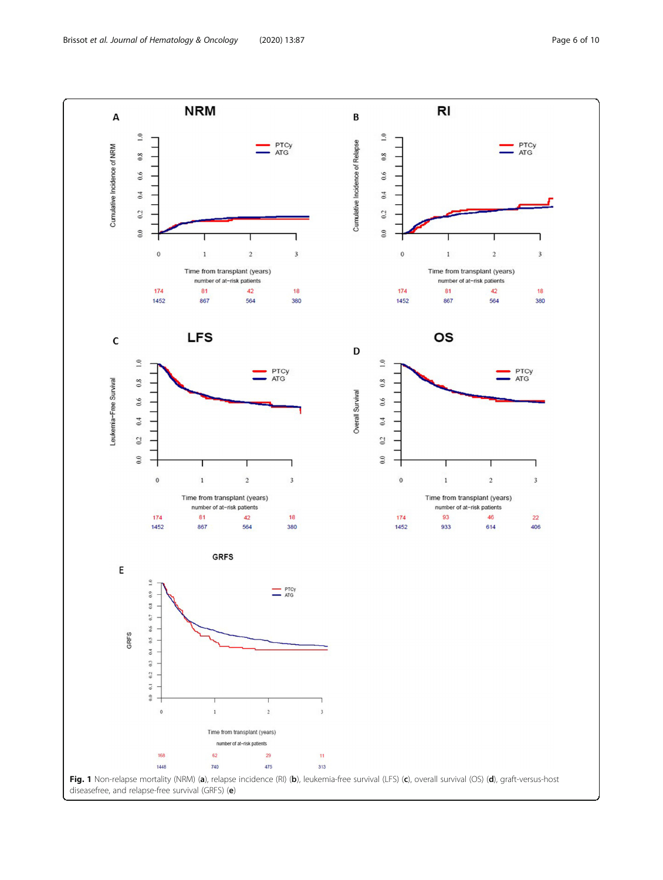**Fig. 1** Non-relapse mortality (NRM) (**a**), relapse incidence (RI) (**b**), leukemia-free survival (LFS) (**c**), overall survival (OS) (**d**), graft-versus-host diseasefree, and relapse-free survival (GRFS) (**e**)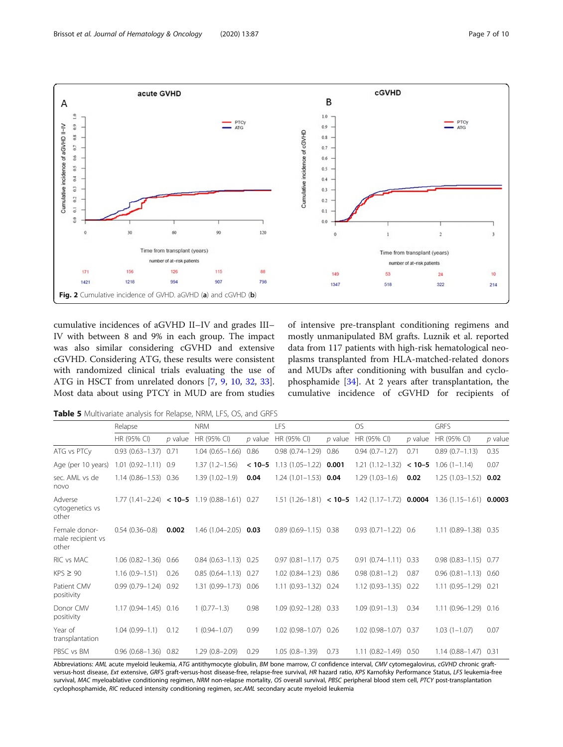Fig. 2 Cumulative incidence of GVHD. aGVHD (a) and cGVHD (b)

cumulative incidences of aGVHD II–IV and grades III–IV with between 8 and 9% in each group. The impact was also similar considering cGVHD and extensive cGVHD. Considering ATG, these results were consistent with randomized clinical trials evaluating the use of ATG in HSCT from unrelated donors [7, 9, 10, 32, 33]. Most data about using PTCY in MUD are from studies of intensive pre-transplant conditioning regimens and mostly unmanipulated BM grafts. Luznik et al. reported data from 117 patients with high-risk hematological neoplasms transplanted from HLA-matched-related donors and MUDs after conditioning with busulfan and cyclophosphamide [34]. At 2 years after transplantation, the cumulative incidence of cGVHD for recipients of

**Table 5** Multivariate analysis for Relapse, NRM, LFS, OS, and GRFS

| | Relapse | | NRM | | LFS | | OS | | GRFS | |
|---|---|---|---|---|---|---|---|---|---|---|
| | HR (95% CI) | *p* value | HR (95% CI) | *p* value | HR (95% CI) | *p* value | HR (95% CI) | *p* value | HR (95% CI) | *p* value |
| ATG vs PTCy | 0.93 (0.63–1.37) | 0.71 | 1.04 (0.65–1.66) | 0.86 | 0.98 (0.74–1.29) | 0.86 | 0.94 (0.7–1.27) | 0.71 | 0.89 (0.7–1.13) | 0.35 |
| Age (per 10 years) | 1.01 (0.92–1.11) | 0.9 | 1.37 (1.2–1.56) | **< 10–5** | 1.13 (1.05–1.22) | **0.001** | 1.21 (1.12–1.32) | **< 10–5** | 1.06 (1–1.14) | 0.07 |
| sec. AML vs de novo | 1.14 (0.86–1.53) | 0.36 | 1.39 (1.02–1.9) | **0.04** | 1.24 (1.01–1.53) | **0.04** | 1.29 (1.03–1.6) | **0.02** | 1.25 (1.03–1.52) | **0.02** |
| Adverse cytogenetics vs other | 1.77 (1.41–2.24) | **< 10–5** | 1.19 (0.88–1.61) | 0.27 | 1.51 (1.26–1.81) | **< 10–5** | 1.42 (1.17–1.72) | **0.0004** | 1.36 (1.15–1.61) | **0.0003** |
| Female donor-male recipient vs other | 0.54 (0.36–0.8) | **0.002** | 1.46 (1.04–2.05) | **0.03** | 0.89 (0.69–1.15) | 0.38 | 0.93 (0.71–1.22) | 0.6 | 1.11 (0.89–1.38) | 0.35 |
| RIC vs MAC | 1.06 (0.82–1.36) | 0.66 | 0.84 (0.63–1.13) | 0.25 | 0.97 (0.81–1.17) | 0.75 | 0.91 (0.74–1.11) | 0.33 | 0.98 (0.83–1.15) | 0.77 |
| KPS ≥ 90 | 1.16 (0.9–1.51) | 0.26 | 0.85 (0.64–1.13) | 0.27 | 1.02 (0.84–1.23) | 0.86 | 0.98 (0.81–1.2) | 0.87 | 0.96 (0.81–1.13) | 0.60 |
| Patient CMV positivity | 0.99 (0.79–1.24) | 0.92 | 1.31 (0.99–1.73) | 0.06 | 1.11 (0.93–1.32) | 0.24 | 1.12 (0.93–1.35) | 0.22 | 1.11 (0.95–1.29) | 0.21 |
| Donor CMV positivity | 1.17 (0.94–1.45) | 0.16 | 1 (0.77–1.3) | 0.98 | 1.09 (0.92–1.28) | 0.33 | 1.09 (0.91–1.3) | 0.34 | 1.11 (0.96–1.29) | 0.16 |
| Year of transplantation | 1.04 (0.99–1.1) | 0.12 | 1 (0.94–1.07) | 0.99 | 1.02 (0.98–1.07) | 0.26 | 1.02 (0.98–1.07) | 0.37 | 1.03 (1–1.07) | 0.07 |
| PBSC vs BM | 0.96 (0.68–1.36) | 0.82 | 1.29 (0.8–2.09) | 0.29 | 1.05 (0.8–1.39) | 0.73 | 1.11 (0.82–1.49) | 0.50 | 1.14 (0.88–1.47) | 0.31 |

Abbreviations: *AML* acute myeloid leukemia, *ATG* antithymocyte globulin, *BM* bone marrow, *CI* confidence interval, *CMV* cytomegalovirus, *cGVHD* chronic graft-versus-host disease, *Ext* extensive, *GRFS* graft-versus-host disease-free, relapse-free survival, *HR* hazard ratio, *KPS* Karnofsky Performance Status, *LFS* leukemia-free survival, *MAC* myeloablative conditioning regimen, *NRM* non-relapse mortality, *OS* overall survival, *PBSC* peripheral blood stem cell, *PTCY* post-transplantation cyclophosphamide, *RIC* reduced intensity conditioning regimen, *sec.AML* secondary acute myeloid leukemia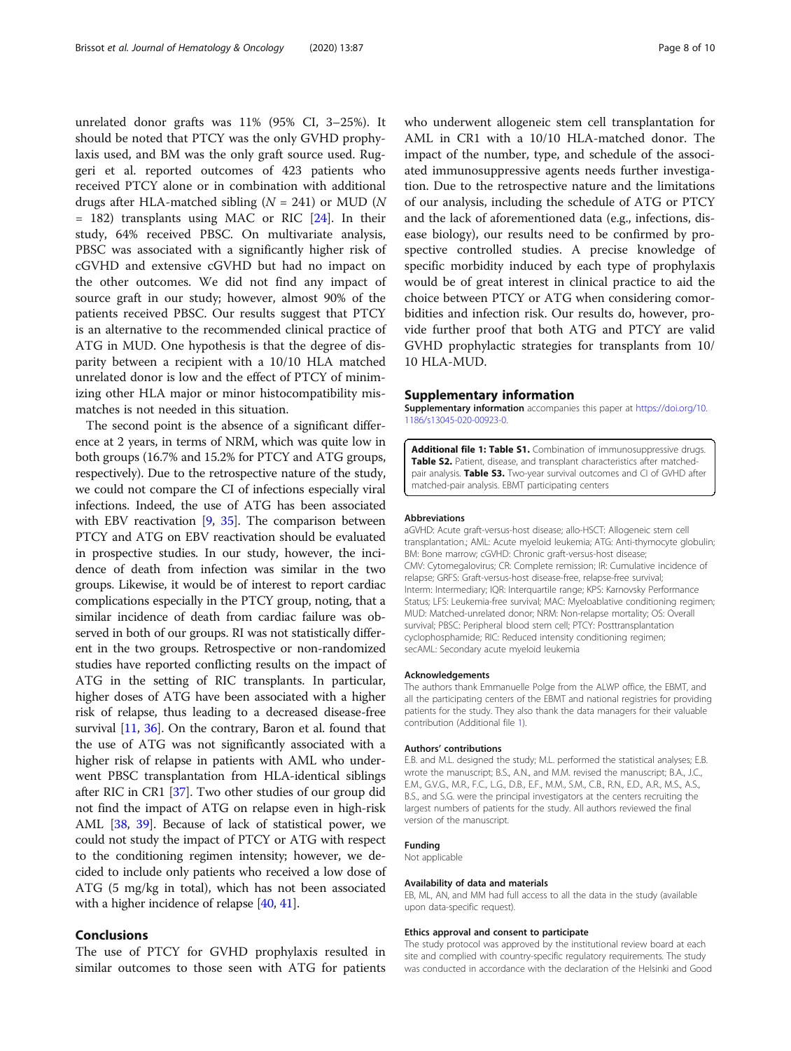unrelated donor grafts was 11% (95% CI, 3–25%). It should be noted that PTCY was the only GVHD prophylaxis used, and BM was the only graft source used. Ruggeri et al. reported outcomes of 423 patients who received PTCY alone or in combination with additional drugs after HLA-matched sibling ($N$ = 241) or MUD ($N$ = 182) transplants using MAC or RIC [24]. In their study, 64% received PBSC. On multivariate analysis, PBSC was associated with a significantly higher risk of cGVHD and extensive cGVHD but had no impact on the other outcomes. We did not find any impact of source graft in our study; however, almost 90% of the patients received PBSC. Our results suggest that PTCY is an alternative to the recommended clinical practice of ATG in MUD. One hypothesis is that the degree of disparity between a recipient with a 10/10 HLA matched unrelated donor is low and the effect of PTCY of minimizing other HLA major or minor histocompatibility mismatches is not needed in this situation.

The second point is the absence of a significant difference at 2 years, in terms of NRM, which was quite low in both groups (16.7% and 15.2% for PTCY and ATG groups, respectively). Due to the retrospective nature of the study, we could not compare the CI of infections especially viral infections. Indeed, the use of ATG has been associated with EBV reactivation [9, 35]. The comparison between PTCY and ATG on EBV reactivation should be evaluated in prospective studies. In our study, however, the incidence of death from infection was similar in the two groups. Likewise, it would be of interest to report cardiac complications especially in the PTCY group, noting, that a similar incidence of death from cardiac failure was observed in both of our groups. RI was not statistically different in the two groups. Retrospective or non-randomized studies have reported conflicting results on the impact of ATG in the setting of RIC transplants. In particular, higher doses of ATG have been associated with a higher risk of relapse, thus leading to a decreased disease-free survival [11, 36]. On the contrary, Baron et al. found that the use of ATG was not significantly associated with a higher risk of relapse in patients with AML who underwent PBSC transplantation from HLA-identical siblings after RIC in CR1 [37]. Two other studies of our group did not find the impact of ATG on relapse even in high-risk AML [38, 39]. Because of lack of statistical power, we could not study the impact of PTCY or ATG with respect to the conditioning regimen intensity; however, we decided to include only patients who received a low dose of ATG (5 mg/kg in total), which has not been associated with a higher incidence of relapse [40, 41].

## Conclusions

The use of PTCY for GVHD prophylaxis resulted in similar outcomes to those seen with ATG for patients who underwent allogeneic stem cell transplantation for AML in CR1 with a 10/10 HLA-matched donor. The impact of the number, type, and schedule of the associated immunosuppressive agents needs further investigation. Due to the retrospective nature and the limitations of our analysis, including the schedule of ATG or PTCY and the lack of aforementioned data (e.g., infections, disease biology), our results need to be confirmed by prospective controlled studies. A precise knowledge of specific morbidity induced by each type of prophylaxis would be of great interest in clinical practice to aid the choice between PTCY or ATG when considering comorbidities and infection risk. Our results do, however, provide further proof that both ATG and PTCY are valid GVHD prophylactic strategies for transplants from 10/10 HLA-MUD.

## Supplementary information

**Supplementary information** accompanies this paper at https://doi.org/10.1186/s13045-020-00923-0.

**Additional file 1: Table S1.** Combination of immunosuppressive drugs. **Table S2.** Patient, disease, and transplant characteristics after matched-pair analysis. **Table S3.** Two-year survival outcomes and CI of GVHD after matched-pair analysis. EBMT participating centers

### Abbreviations

aGVHD: Acute graft-versus-host disease; allo-HSCT: Allogeneic stem cell transplantation.; AML: Acute myeloid leukemia; ATG: Anti-thymocyte globulin; BM: Bone marrow; cGVHD: Chronic graft-versus-host disease; CMV: Cytomegalovirus; CR: Complete remission; IR: Cumulative incidence of relapse; GRFS: Graft-versus-host disease-free, relapse-free survival; Interm: Intermediary; IQR: Interquartile range; KPS: Karnovsky Performance Status; LFS: Leukemia-free survival; MAC: Myeloablative conditioning regimen; MUD: Matched-unrelated donor; NRM: Non-relapse mortality; OS: Overall survival; PBSC: Peripheral blood stem cell; PTCY: Posttransplantation cyclophosphamide; RIC: Reduced intensity conditioning regimen; secAML: Secondary acute myeloid leukemia

### Acknowledgements

The authors thank Emmanuelle Polge from the ALWP office, the EBMT, and all the participating centers of the EBMT and national registries for providing patients for the study. They also thank the data managers for their valuable contribution (Additional file 1).

### Authors' contributions

E.B. and M.L. designed the study; M.L. performed the statistical analyses; E.B. wrote the manuscript; B.S., A.N., and M.M. revised the manuscript; B.A., J.C., E.M., G.V.G., M.R., F.C., L.G., D.B., E.F., M.M., S.M., C.B., R.N., E.D., A.R., M.S., A.S., B.S., and S.G. were the principal investigators at the centers recruiting the largest numbers of patients for the study. All authors reviewed the final version of the manuscript.

### Funding

Not applicable

### Availability of data and materials

EB, ML, AN, and MM had full access to all the data in the study (available upon data-specific request).

### Ethics approval and consent to participate

The study protocol was approved by the institutional review board at each site and complied with country-specific regulatory requirements. The study was conducted in accordance with the declaration of the Helsinki and Good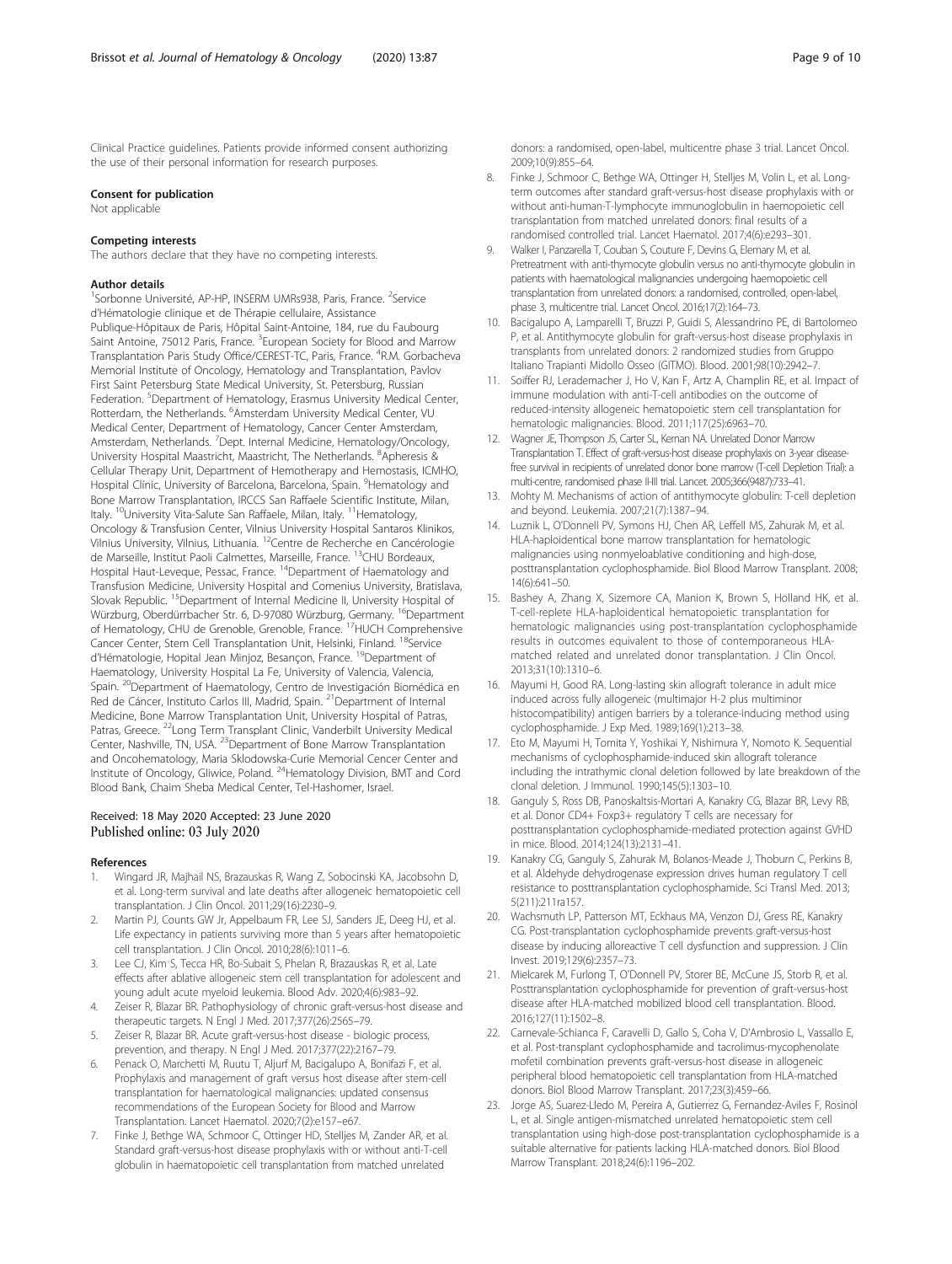Clinical Practice guidelines. Patients provide informed consent authorizing the use of their personal information for research purposes.

#### Consent for publication

Not applicable

#### Competing interests

The authors declare that they have no competing interests.

#### Author details

[1]Sorbonne Université, AP-HP, INSERM UMRs938, Paris, France. [2]Service d'Hématologie clinique et de Thérapie cellulaire, Assistance Publique-Hôpitaux de Paris, Hôpital Saint-Antoine, 184, rue du Faubourg Saint Antoine, 75012 Paris, France. [3]European Society for Blood and Marrow Transplantation Paris Study Office/CEREST-TC, Paris, France. [4]R.M. Gorbacheva Memorial Institute of Oncology, Hematology and Transplantation, Pavlov First Saint Petersburg State Medical University, St. Petersburg, Russian Federation. [5]Department of Hematology, Erasmus University Medical Center, Rotterdam, the Netherlands. [6]Amsterdam University Medical Center, VU Medical Center, Department of Hematology, Cancer Center Amsterdam, Amsterdam, Netherlands. [7]Dept. Internal Medicine, Hematology/Oncology, University Hospital Maastricht, Maastricht, The Netherlands. [8]Apheresis & Cellular Therapy Unit, Department of Hemotherapy and Hemostasis, ICMHO, Hospital Clínic, University of Barcelona, Barcelona, Spain. [9]Hematology and Bone Marrow Transplantation, IRCCS San Raffaele Scientific Institute, Milan, Italy. [10]University Vita-Salute San Raffaele, Milan, Italy. [11]Hematology, Oncology & Transfusion Center, Vilnius University Hospital Santaros Klinikos, Vilnius University, Vilnius, Lithuania. [12]Centre de Recherche en Cancérologie de Marseille, Institut Paoli Calmettes, Marseille, France. [13]CHU Bordeaux, Hospital Haut-Leveque, Pessac, France. [14]Department of Haematology and Transfusion Medicine, University Hospital and Comenius University, Bratislava, Slovak Republic. [15]Department of Internal Medicine II, University Hospital of Würzburg, Oberdürrbacher Str. 6, D-97080 Würzburg, Germany. [16]Department of Hematology, CHU de Grenoble, Grenoble, France. [17]HUCH Comprehensive Cancer Center, Stem Cell Transplantation Unit, Helsinki, Finland. [18]Service d'Hématologie, Hopital Jean Minjoz, Besançon, France. [19]Department of Haematology, University Hospital La Fe, University of Valencia, Valencia, Spain. [20]Department of Haematology, Centro de Investigación Biomédica en Red de Cáncer, Instituto Carlos III, Madrid, Spain. [21]Department of Internal Medicine, Bone Marrow Transplantation Unit, University Hospital of Patras, Patras, Greece. [22]Long Term Transplant Clinic, Vanderbilt University Medical Center, Nashville, TN, USA. [23]Department of Bone Marrow Transplantation and Oncohematology, Maria Sklodowska-Curie Memorial Cencer Center and Institute of Oncology, Gliwice, Poland. [24]Hematology Division, BMT and Cord Blood Bank, Chaim Sheba Medical Center, Tel-Hashomer, Israel.

Received: 18 May 2020 Accepted: 23 June 2020
Published online: 03 July 2020

#### References

1. Wingard JR, Majhail NS, Brazauskas R, Wang Z, Sobocinski KA, Jacobsohn D, et al. Long-term survival and late deaths after allogeneic hematopoietic cell transplantation. J Clin Oncol. 2011;29(16):2230–9.
2. Martin PJ, Counts GW Jr, Appelbaum FR, Lee SJ, Sanders JE, Deeg HJ, et al. Life expectancy in patients surviving more than 5 years after hematopoietic cell transplantation. J Clin Oncol. 2010;28(6):1011–6.
3. Lee CJ, Kim S, Tecca HR, Bo-Subait S, Phelan R, Brazauskas R, et al. Late effects after ablative allogeneic stem cell transplantation for adolescent and young adult acute myeloid leukemia. Blood Adv. 2020;4(6):983–92.
4. Zeiser R, Blazar BR. Pathophysiology of chronic graft-versus-host disease and therapeutic targets. N Engl J Med. 2017;377(26):2565–79.
5. Zeiser R, Blazar BR. Acute graft-versus-host disease - biologic process, prevention, and therapy. N Engl J Med. 2017;377(22):2167–79.
6. Penack O, Marchetti M, Ruutu T, Aljurf M, Bacigalupo A, Bonifazi F, et al. Prophylaxis and management of graft versus host disease after stem-cell transplantation for haematological malignancies: updated consensus recommendations of the European Society for Blood and Marrow Transplantation. Lancet Haematol. 2020;7(2):e157–e67.
7. Finke J, Bethge WA, Schmoor C, Ottinger HD, Stelljes M, Zander AR, et al. Standard graft-versus-host disease prophylaxis with or without anti-T-cell globulin in haematopoietic cell transplantation from matched unrelated donors: a randomised, open-label, multicentre phase 3 trial. Lancet Oncol. 2009;10(9):855–64.
8. Finke J, Schmoor C, Bethge WA, Ottinger H, Stelljes M, Volin L, et al. Long-term outcomes after standard graft-versus-host disease prophylaxis with or without anti-human-T-lymphocyte immunoglobulin in haemopoietic cell transplantation from matched unrelated donors: final results of a randomised controlled trial. Lancet Haematol. 2017;4(6):e293–301.
9. Walker I, Panzarella T, Couban S, Couture F, Devins G, Elemary M, et al. Pretreatment with anti-thymocyte globulin versus no anti-thymocyte globulin in patients with haematological malignancies undergoing haemopoietic cell transplantation from unrelated donors: a randomised, controlled, open-label, phase 3, multicentre trial. Lancet Oncol. 2016;17(2):164–73.
10. Bacigalupo A, Lamparelli T, Bruzzi P, Guidi S, Alessandrino PE, di Bartolomeo P, et al. Antithymocyte globulin for graft-versus-host disease prophylaxis in transplants from unrelated donors: 2 randomized studies from Gruppo Italiano Trapianti Midollo Osseo (GITMO). Blood. 2001;98(10):2942–7.
11. Soiffer RJ, Lerademacher J, Ho V, Kan F, Artz A, Champlin RE, et al. Impact of immune modulation with anti-T-cell antibodies on the outcome of reduced-intensity allogeneic hematopoietic stem cell transplantation for hematologic malignancies. Blood. 2011;117(25):6963–70.
12. Wagner JE, Thompson JS, Carter SL, Kernan NA. Unrelated Donor Marrow Transplantation T. Effect of graft-versus-host disease prophylaxis on 3-year disease-free survival in recipients of unrelated donor bone marrow (T-cell Depletion Trial): a multi-centre, randomised phase II-III trial. Lancet. 2005;366(9487):733–41.
13. Mohty M. Mechanisms of action of antithymocyte globulin: T-cell depletion and beyond. Leukemia. 2007;21(7):1387–94.
14. Luznik L, O'Donnell PV, Symons HJ, Chen AR, Leffell MS, Zahurak M, et al. HLA-haploidentical bone marrow transplantation for hematologic malignancies using nonmyeloablative conditioning and high-dose, posttransplantation cyclophosphamide. Biol Blood Marrow Transplant. 2008;14(6):641–50.
15. Bashey A, Zhang X, Sizemore CA, Manion K, Brown S, Holland HK, et al. T-cell-replete HLA-haploidentical hematopoietic transplantation for hematologic malignancies using post-transplantation cyclophosphamide results in outcomes equivalent to those of contemporaneous HLA-matched related and unrelated donor transplantation. J Clin Oncol. 2013;31(10):1310–6.
16. Mayumi H, Good RA. Long-lasting skin allograft tolerance in adult mice induced across fully allogeneic (multimajor H-2 plus multiminor histocompatibility) antigen barriers by a tolerance-inducing method using cyclophosphamide. J Exp Med. 1989;169(1):213–38.
17. Eto M, Mayumi H, Tomita Y, Yoshikai Y, Nishimura Y, Nomoto K. Sequential mechanisms of cyclophosphamide-induced skin allograft tolerance including the intrathymic clonal deletion followed by late breakdown of the clonal deletion. J Immunol. 1990;145(5):1303–10.
18. Ganguly S, Ross DB, Panoskaltsis-Mortari A, Kanakry CG, Blazar BR, Levy RB, et al. Donor CD4+ Foxp3+ regulatory T cells are necessary for posttransplantation cyclophosphamide-mediated protection against GVHD in mice. Blood. 2014;124(13):2131–41.
19. Kanakry CG, Ganguly S, Zahurak M, Bolanos-Meade J, Thoburn C, Perkins B, et al. Aldehyde dehydrogenase expression drives human regulatory T cell resistance to posttransplantation cyclophosphamide. Sci Transl Med. 2013;5(211):211ra157.
20. Wachsmuth LP, Patterson MT, Eckhaus MA, Venzon DJ, Gress RE, Kanakry CG. Post-transplantation cyclophosphamide prevents graft-versus-host disease by inducing alloreactive T cell dysfunction and suppression. J Clin Invest. 2019;129(6):2357–73.
21. Mielcarek M, Furlong T, O'Donnell PV, Storer BE, McCune JS, Storb R, et al. Posttransplantation cyclophosphamide for prevention of graft-versus-host disease after HLA-matched mobilized blood cell transplantation. Blood. 2016;127(11):1502–8.
22. Carnevale-Schianca F, Caravelli D, Gallo S, Coha V, D'Ambrosio L, Vassallo E, et al. Post-transplant cyclophosphamide and tacrolimus-mycophenolate mofetil combination prevents graft-versus-host disease in allogeneic peripheral blood hematopoietic cell transplantation from HLA-matched donors. Biol Blood Marrow Transplant. 2017;23(3):459–66.
23. Jorge AS, Suarez-Lledo M, Pereira A, Gutierrez G, Fernandez-Aviles F, Rosinol L, et al. Single antigen-mismatched unrelated hematopoietic stem cell transplantation using high-dose post-transplantation cyclophosphamide is a suitable alternative for patients lacking HLA-matched donors. Biol Blood Marrow Transplant. 2018;24(6):1196–202.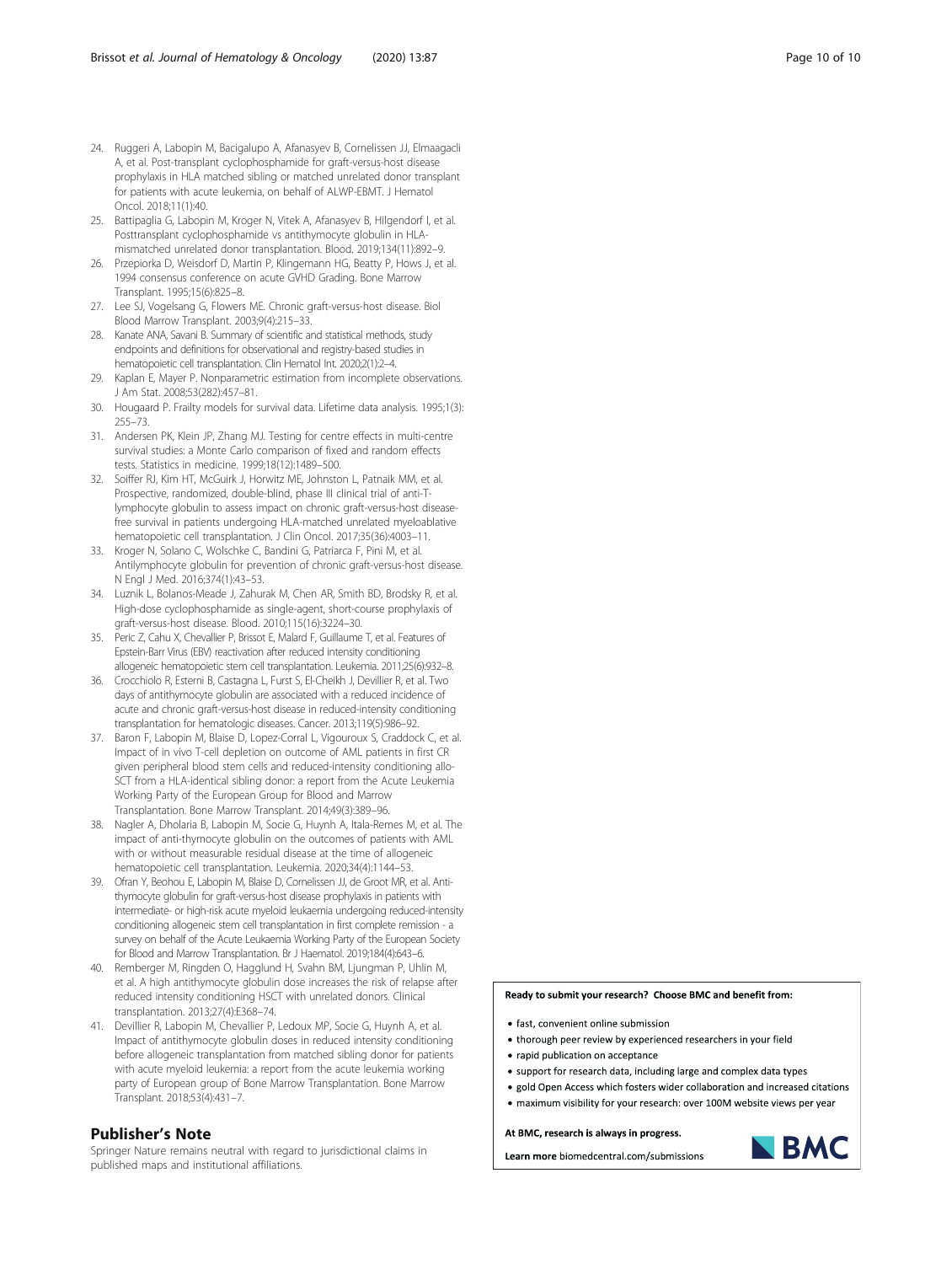24. Ruggeri A, Labopin M, Bacigalupo A, Afanasyev B, Cornelissen JJ, Elmaagacli A, et al. Post-transplant cyclophosphamide for graft-versus-host disease prophylaxis in HLA matched sibling or matched unrelated donor transplant for patients with acute leukemia, on behalf of ALWP-EBMT. J Hematol Oncol. 2018;11(1):40.
25. Battipaglia G, Labopin M, Kroger N, Vitek A, Afanasyev B, Hilgendorf I, et al. Posttransplant cyclophosphamide vs antithymocyte globulin in HLA-mismatched unrelated donor transplantation. Blood. 2019;134(11):892–9.
26. Przepiorka D, Weisdorf D, Martin P, Klingemann HG, Beatty P, Hows J, et al. 1994 consensus conference on acute GVHD Grading. Bone Marrow Transplant. 1995;15(6):825–8.
27. Lee SJ, Vogelsang G, Flowers ME. Chronic graft-versus-host disease. Biol Blood Marrow Transplant. 2003;9(4):215–33.
28. Kanate ANA, Savani B. Summary of scientific and statistical methods, study endpoints and definitions for observational and registry-based studies in hematopoietic cell transplantation. Clin Hematol Int. 2020;2(1):2–4.
29. Kaplan E, Mayer P. Nonparametric estimation from incomplete observations. J Am Stat. 2008;53(282):457–81.
30. Hougaard P. Frailty models for survival data. Lifetime data analysis. 1995;1(3): 255–73.
31. Andersen PK, Klein JP, Zhang MJ. Testing for centre effects in multi-centre survival studies: a Monte Carlo comparison of fixed and random effects tests. Statistics in medicine. 1999;18(12):1489–500.
32. Soiffer RJ, Kim HT, McGuirk J, Horwitz ME, Johnston L, Patnaik MM, et al. Prospective, randomized, double-blind, phase III clinical trial of anti-T-lymphocyte globulin to assess impact on chronic graft-versus-host disease-free survival in patients undergoing HLA-matched unrelated myeloablative hematopoietic cell transplantation. J Clin Oncol. 2017;35(36):4003–11.
33. Kroger N, Solano C, Wolschke C, Bandini G, Patriarca F, Pini M, et al. Antilymphocyte globulin for prevention of chronic graft-versus-host disease. N Engl J Med. 2016;374(1):43–53.
34. Luznik L, Bolanos-Meade J, Zahurak M, Chen AR, Smith BD, Brodsky R, et al. High-dose cyclophosphamide as single-agent, short-course prophylaxis of graft-versus-host disease. Blood. 2010;115(16):3224–30.
35. Peric Z, Cahu X, Chevallier P, Brissot E, Malard F, Guillaume T, et al. Features of Epstein-Barr Virus (EBV) reactivation after reduced intensity conditioning allogeneic hematopoietic stem cell transplantation. Leukemia. 2011;25(6):932–8.
36. Crocchiolo R, Esterni B, Castagna L, Furst S, El-Cheikh J, Devillier R, et al. Two days of antithymocyte globulin are associated with a reduced incidence of acute and chronic graft-versus-host disease in reduced-intensity conditioning transplantation for hematologic diseases. Cancer. 2013;119(5):986–92.
37. Baron F, Labopin M, Blaise D, Lopez-Corral L, Vigouroux S, Craddock C, et al. Impact of in vivo T-cell depletion on outcome of AML patients in first CR given peripheral blood stem cells and reduced-intensity conditioning allo-SCT from a HLA-identical sibling donor: a report from the Acute Leukemia Working Party of the European Group for Blood and Marrow Transplantation. Bone Marrow Transplant. 2014;49(3):389–96.
38. Nagler A, Dholaria B, Labopin M, Socie G, Huynh A, Itala-Remes M, et al. The impact of anti-thymocyte globulin on the outcomes of patients with AML with or without measurable residual disease at the time of allogeneic hematopoietic cell transplantation. Leukemia. 2020;34(4):1144–53.
39. Ofran Y, Beohou E, Labopin M, Blaise D, Cornelissen JJ, de Groot MR, et al. Anti-thymocyte globulin for graft-versus-host disease prophylaxis in patients with intermediate- or high-risk acute myeloid leukaemia undergoing reduced-intensity conditioning allogeneic stem cell transplantation in first complete remission - a survey on behalf of the Acute Leukaemia Working Party of the European Society for Blood and Marrow Transplantation. Br J Haematol. 2019;184(4):643–6.
40. Remberger M, Ringden O, Hagglund H, Svahn BM, Ljungman P, Uhlin M, et al. A high antithymocyte globulin dose increases the risk of relapse after reduced intensity conditioning HSCT with unrelated donors. Clinical transplantation. 2013;27(4):E368–74.
41. Devillier R, Labopin M, Chevallier P, Ledoux MP, Socie G, Huynh A, et al. Impact of antithymocyte globulin doses in reduced intensity conditioning before allogeneic transplantation from matched sibling donor for patients with acute myeloid leukemia: a report from the acute leukemia working party of European group of Bone Marrow Transplantation. Bone Marrow Transplant. 2018;53(4):431–7.

## Publisher's Note

Springer Nature remains neutral with regard to jurisdictional claims in published maps and institutional affiliations.

**Ready to submit your research? Choose BMC and benefit from:**

- fast, convenient online submission
- thorough peer review by experienced researchers in your field
- rapid publication on acceptance
- support for research data, including large and complex data types
- gold Open Access which fosters wider collaboration and increased citations
- maximum visibility for your research: over 100M website views per year

**At BMC, research is always in progress.**

**Learn more** biomedcentral.com/submissions